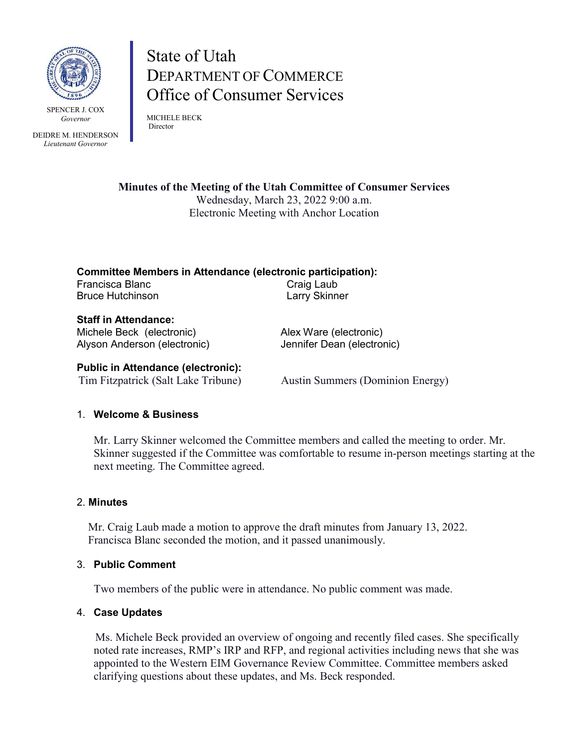SPENCER J. COX
*Governor*

DEIDRE M. HENDERSON
*Lieutenant Governor*

# State of Utah
## DEPARTMENT OF COMMERCE
## Office of Consumer Services

MICHELE BECK
Director

**Minutes of the Meeting of the Utah Committee of Consumer Services**
Wednesday, March 23, 2022 9:00 a.m.
Electronic Meeting with Anchor Location

**Committee Members in Attendance (electronic participation):**
Francisca Blanc
Bruce Hutchinson
Craig Laub
Larry Skinner

**Staff in Attendance:**
Michele Beck (electronic)
Alyson Anderson (electronic)
Alex Ware (electronic)
Jennifer Dean (electronic)

**Public in Attendance (electronic):**
Tim Fitzpatrick (Salt Lake Tribune)
Austin Summers (Dominion Energy)

1. **Welcome & Business**

   Mr. Larry Skinner welcomed the Committee members and called the meeting to order. Mr. Skinner suggested if the Committee was comfortable to resume in-person meetings starting at the next meeting. The Committee agreed.

2. **Minutes**

   Mr. Craig Laub made a motion to approve the draft minutes from January 13, 2022. Francisca Blanc seconded the motion, and it passed unanimously.

3. **Public Comment**

   Two members of the public were in attendance. No public comment was made.

4. **Case Updates**

   Ms. Michele Beck provided an overview of ongoing and recently filed cases. She specifically noted rate increases, RMP's IRP and RFP, and regional activities including news that she was appointed to the Western EIM Governance Review Committee. Committee members asked clarifying questions about these updates, and Ms. Beck responded.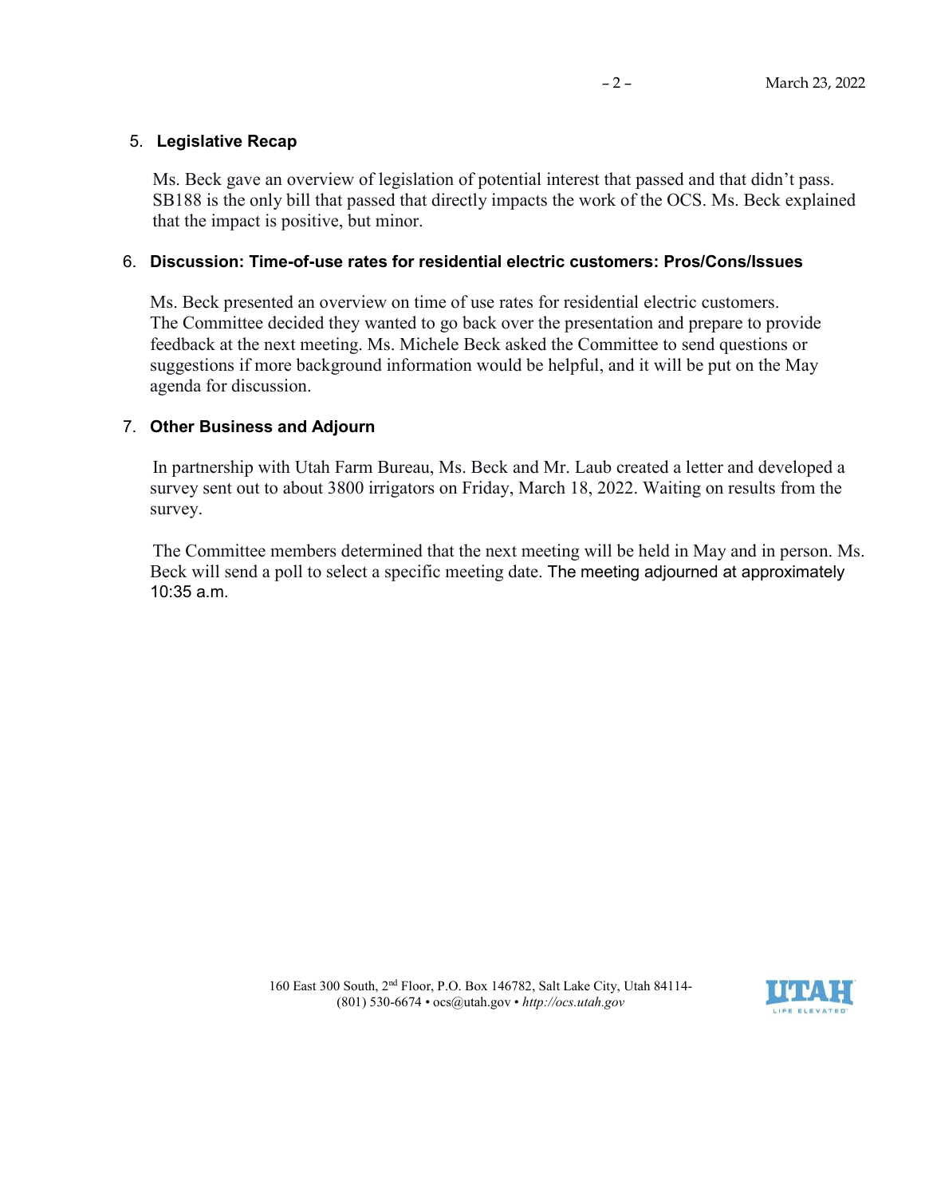5. **Legislative Recap**

   Ms. Beck gave an overview of legislation of potential interest that passed and that didn't pass. SB188 is the only bill that passed that directly impacts the work of the OCS. Ms. Beck explained that the impact is positive, but minor.

6. **Discussion: Time-of-use rates for residential electric customers: Pros/Cons/Issues**

   Ms. Beck presented an overview on time of use rates for residential electric customers. The Committee decided they wanted to go back over the presentation and prepare to provide feedback at the next meeting. Ms. Michele Beck asked the Committee to send questions or suggestions if more background information would be helpful, and it will be put on the May agenda for discussion.

7. **Other Business and Adjourn**

   In partnership with Utah Farm Bureau, Ms. Beck and Mr. Laub created a letter and developed a survey sent out to about 3800 irrigators on Friday, March 18, 2022. Waiting on results from the survey.

   The Committee members determined that the next meeting will be held in May and in person. Ms. Beck will send a poll to select a specific meeting date. The meeting adjourned at approximately 10:35 a.m.

160 East 300 South, 2nd Floor, P.O. Box 146782, Salt Lake City, Utah 84114-
(801) 530-6674 • ocs@utah.gov • *http://ocs.utah.gov*